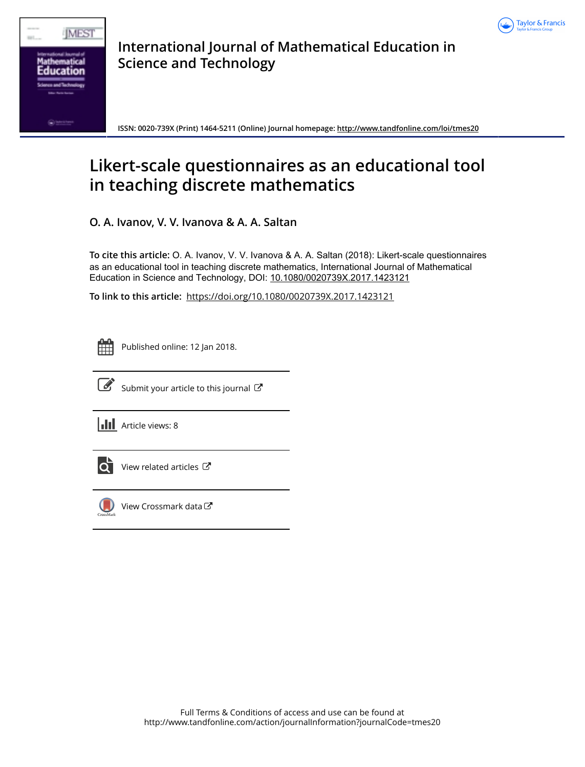# International Journal of Mathematical Education in Science and Technology

**ISSN: 0020-739X (Print) 1464-5211 (Online) Journal homepage:** http://www.tandfonline.com/loi/tmes20

# Likert-scale questionnaires as an educational tool in teaching discrete mathematics

**O. A. Ivanov, V. V. Ivanova & A. A. Saltan**

**To cite this article:** O. A. Ivanov, V. V. Ivanova & A. A. Saltan (2018): Likert-scale questionnaires as an educational tool in teaching discrete mathematics, International Journal of Mathematical Education in Science and Technology, DOI: 10.1080/0020739X.2017.1423121

**To link to this article:** https://doi.org/10.1080/0020739X.2017.1423121

Published online: 12 Jan 2018.

Submit your article to this journal

Article views: 8

View related articles

View Crossmark data

Full Terms & Conditions of access and use can be found at
http://www.tandfonline.com/action/journalInformation?journalCode=tmes20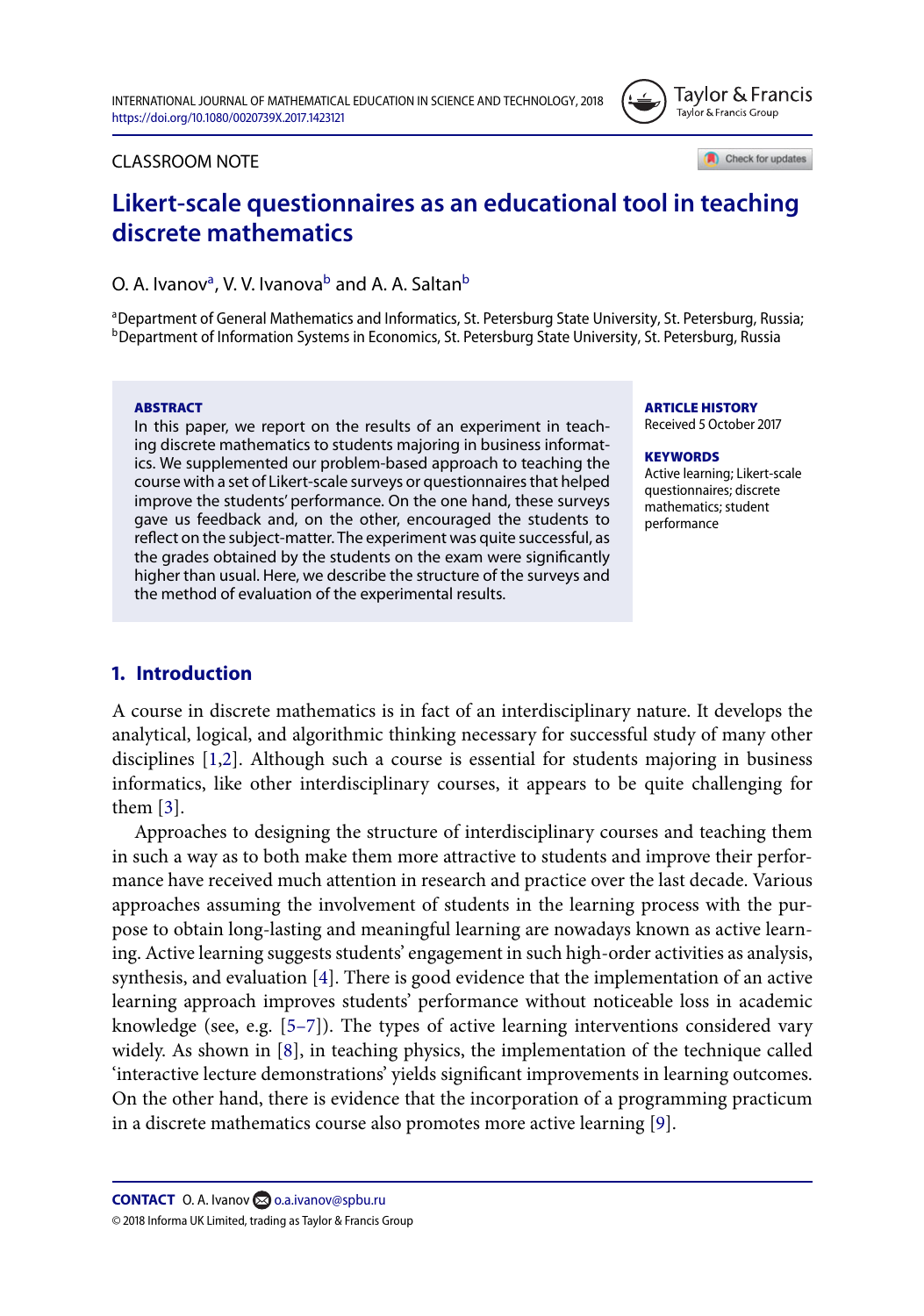# Likert-scale questionnaires as an educational tool in teaching discrete mathematics

O. A. Ivanov[a], V. V. Ivanova[b] and A. A. Saltan[b]

[a]Department of General Mathematics and Informatics, St. Petersburg State University, St. Petersburg, Russia;
[b]Department of Information Systems in Economics, St. Petersburg State University, St. Petersburg, Russia

CLASSROOM NOTE

**ABSTRACT**

In this paper, we report on the results of an experiment in teaching discrete mathematics to students majoring in business informatics. We supplemented our problem-based approach to teaching the course with a set of Likert-scale surveys or questionnaires that helped improve the students' performance. On the one hand, these surveys gave us feedback and, on the other, encouraged the students to reflect on the subject-matter. The experiment was quite successful, as the grades obtained by the students on the exam were significantly higher than usual. Here, we describe the structure of the surveys and the method of evaluation of the experimental results.

**ARTICLE HISTORY**

Received 5 October 2017

**KEYWORDS**

Active learning; Likert-scale questionnaires; discrete mathematics; student performance

## 1. Introduction

A course in discrete mathematics is in fact of an interdisciplinary nature. It develops the analytical, logical, and algorithmic thinking necessary for successful study of many other disciplines [1,2]. Although such a course is essential for students majoring in business informatics, like other interdisciplinary courses, it appears to be quite challenging for them [3].

Approaches to designing the structure of interdisciplinary courses and teaching them in such a way as to both make them more attractive to students and improve their performance have received much attention in research and practice over the last decade. Various approaches assuming the involvement of students in the learning process with the purpose to obtain long-lasting and meaningful learning are nowadays known as active learning. Active learning suggests students' engagement in such high-order activities as analysis, synthesis, and evaluation [4]. There is good evidence that the implementation of an active learning approach improves students' performance without noticeable loss in academic knowledge (see, e.g. [5–7]). The types of active learning interventions considered vary widely. As shown in [8], in teaching physics, the implementation of the technique called 'interactive lecture demonstrations' yields significant improvements in learning outcomes. On the other hand, there is evidence that the incorporation of a programming practicum in a discrete mathematics course also promotes more active learning [9].

**CONTACT** O. A. Ivanov o.a.ivanov@spbu.ru

© 2018 Informa UK Limited, trading as Taylor & Francis Group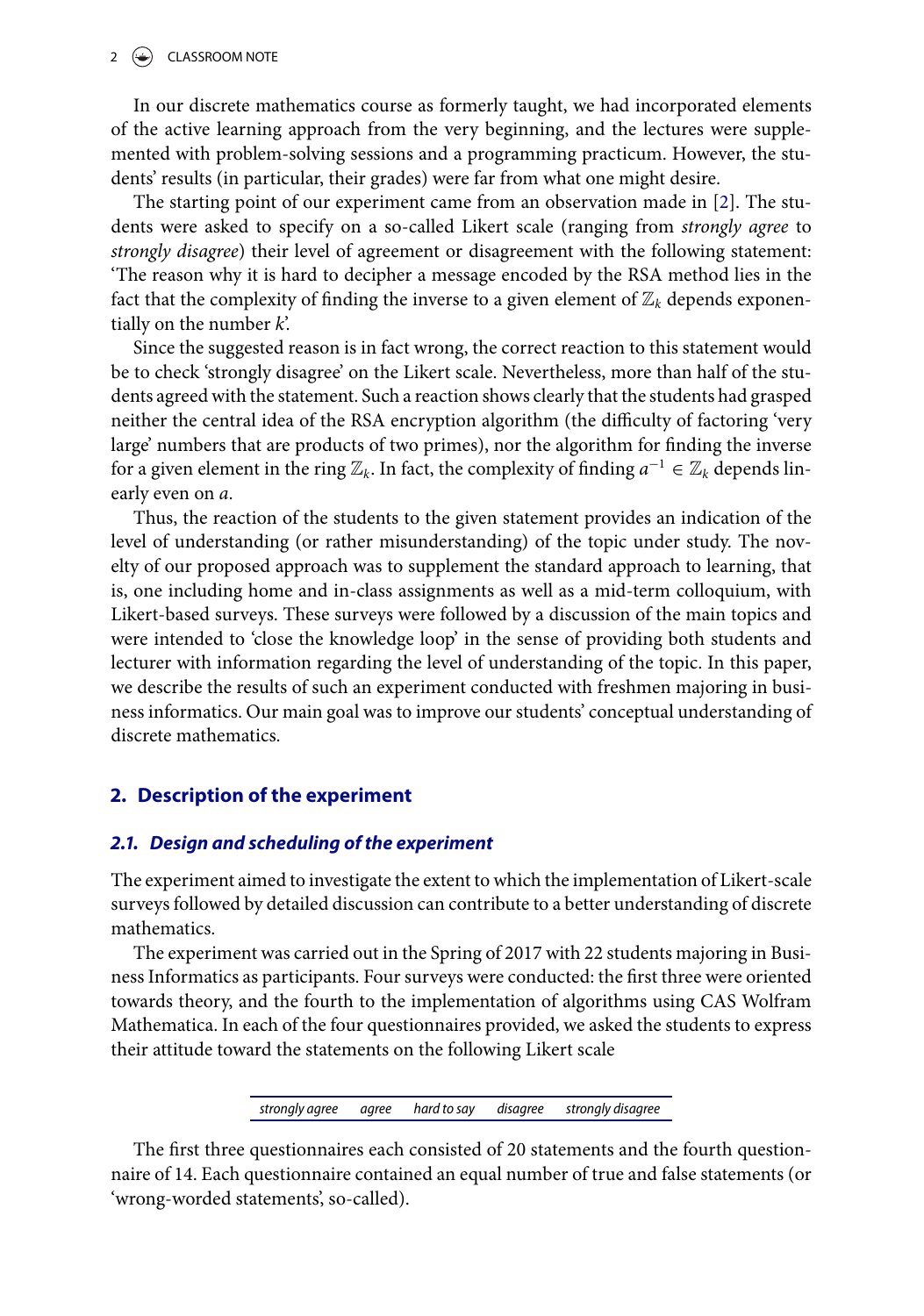In our discrete mathematics course as formerly taught, we had incorporated elements of the active learning approach from the very beginning, and the lectures were supplemented with problem-solving sessions and a programming practicum. However, the students' results (in particular, their grades) were far from what one might desire.

The starting point of our experiment came from an observation made in [2]. The students were asked to specify on a so-called Likert scale (ranging from *strongly agree* to *strongly disagree*) their level of agreement or disagreement with the following statement: 'The reason why it is hard to decipher a message encoded by the RSA method lies in the fact that the complexity of finding the inverse to a given element of $\mathbb{Z}_k$ depends exponentially on the number $k$'.

Since the suggested reason is in fact wrong, the correct reaction to this statement would be to check 'strongly disagree' on the Likert scale. Nevertheless, more than half of the students agreed with the statement. Such a reaction shows clearly that the students had grasped neither the central idea of the RSA encryption algorithm (the difficulty of factoring 'very large' numbers that are products of two primes), nor the algorithm for finding the inverse for a given element in the ring $\mathbb{Z}_k$. In fact, the complexity of finding $a^{-1} \in \mathbb{Z}_k$ depends linearly even on $a$.

Thus, the reaction of the students to the given statement provides an indication of the level of understanding (or rather misunderstanding) of the topic under study. The novelty of our proposed approach was to supplement the standard approach to learning, that is, one including home and in-class assignments as well as a mid-term colloquium, with Likert-based surveys. These surveys were followed by a discussion of the main topics and were intended to 'close the knowledge loop' in the sense of providing both students and lecturer with information regarding the level of understanding of the topic. In this paper, we describe the results of such an experiment conducted with freshmen majoring in business informatics. Our main goal was to improve our students' conceptual understanding of discrete mathematics.

## 2. Description of the experiment

### 2.1. Design and scheduling of the experiment

The experiment aimed to investigate the extent to which the implementation of Likert-scale surveys followed by detailed discussion can contribute to a better understanding of discrete mathematics.

The experiment was carried out in the Spring of 2017 with 22 students majoring in Business Informatics as participants. Four surveys were conducted: the first three were oriented towards theory, and the fourth to the implementation of algorithms using CAS Wolfram Mathematica. In each of the four questionnaires provided, we asked the students to express their attitude toward the statements on the following Likert scale

| *strongly agree* | *agree* | *hard to say* | *disagree* | *strongly disagree* |
|---|---|---|---|---|

The first three questionnaires each consisted of 20 statements and the fourth questionnaire of 14. Each questionnaire contained an equal number of true and false statements (or 'wrong-worded statements', so-called).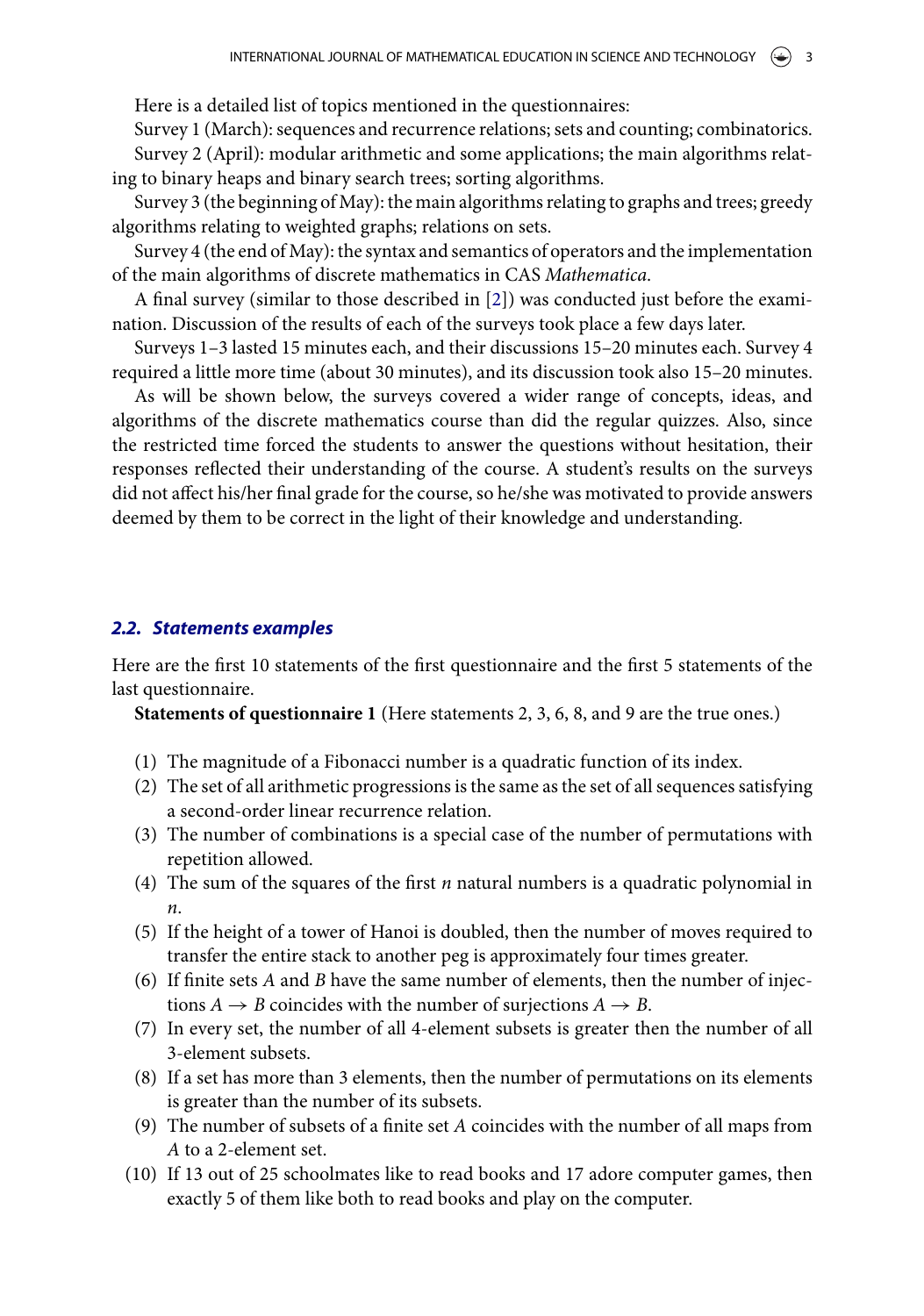Here is a detailed list of topics mentioned in the questionnaires:

Survey 1 (March): sequences and recurrence relations; sets and counting; combinatorics.

Survey 2 (April): modular arithmetic and some applications; the main algorithms relating to binary heaps and binary search trees; sorting algorithms.

Survey 3 (the beginning of May): the main algorithms relating to graphs and trees; greedy algorithms relating to weighted graphs; relations on sets.

Survey 4 (the end of May): the syntax and semantics of operators and the implementation of the main algorithms of discrete mathematics in CAS *Mathematica*.

A final survey (similar to those described in [2]) was conducted just before the examination. Discussion of the results of each of the surveys took place a few days later.

Surveys 1–3 lasted 15 minutes each, and their discussions 15–20 minutes each. Survey 4 required a little more time (about 30 minutes), and its discussion took also 15–20 minutes.

As will be shown below, the surveys covered a wider range of concepts, ideas, and algorithms of the discrete mathematics course than did the regular quizzes. Also, since the restricted time forced the students to answer the questions without hesitation, their responses reflected their understanding of the course. A student's results on the surveys did not affect his/her final grade for the course, so he/she was motivated to provide answers deemed by them to be correct in the light of their knowledge and understanding.

### *2.2. Statements examples*

Here are the first 10 statements of the first questionnaire and the first 5 statements of the last questionnaire.

**Statements of questionnaire 1** (Here statements 2, 3, 6, 8, and 9 are the true ones.)

(1) The magnitude of a Fibonacci number is a quadratic function of its index.
(2) The set of all arithmetic progressions is the same as the set of all sequences satisfying a second-order linear recurrence relation.
(3) The number of combinations is a special case of the number of permutations with repetition allowed.
(4) The sum of the squares of the first $n$ natural numbers is a quadratic polynomial in $n$.
(5) If the height of a tower of Hanoi is doubled, then the number of moves required to transfer the entire stack to another peg is approximately four times greater.
(6) If finite sets $A$ and $B$ have the same number of elements, then the number of injections $A \to B$ coincides with the number of surjections $A \to B$.
(7) In every set, the number of all 4-element subsets is greater then the number of all 3-element subsets.
(8) If a set has more than 3 elements, then the number of permutations on its elements is greater than the number of its subsets.
(9) The number of subsets of a finite set $A$ coincides with the number of all maps from $A$ to a 2-element set.
(10) If 13 out of 25 schoolmates like to read books and 17 adore computer games, then exactly 5 of them like both to read books and play on the computer.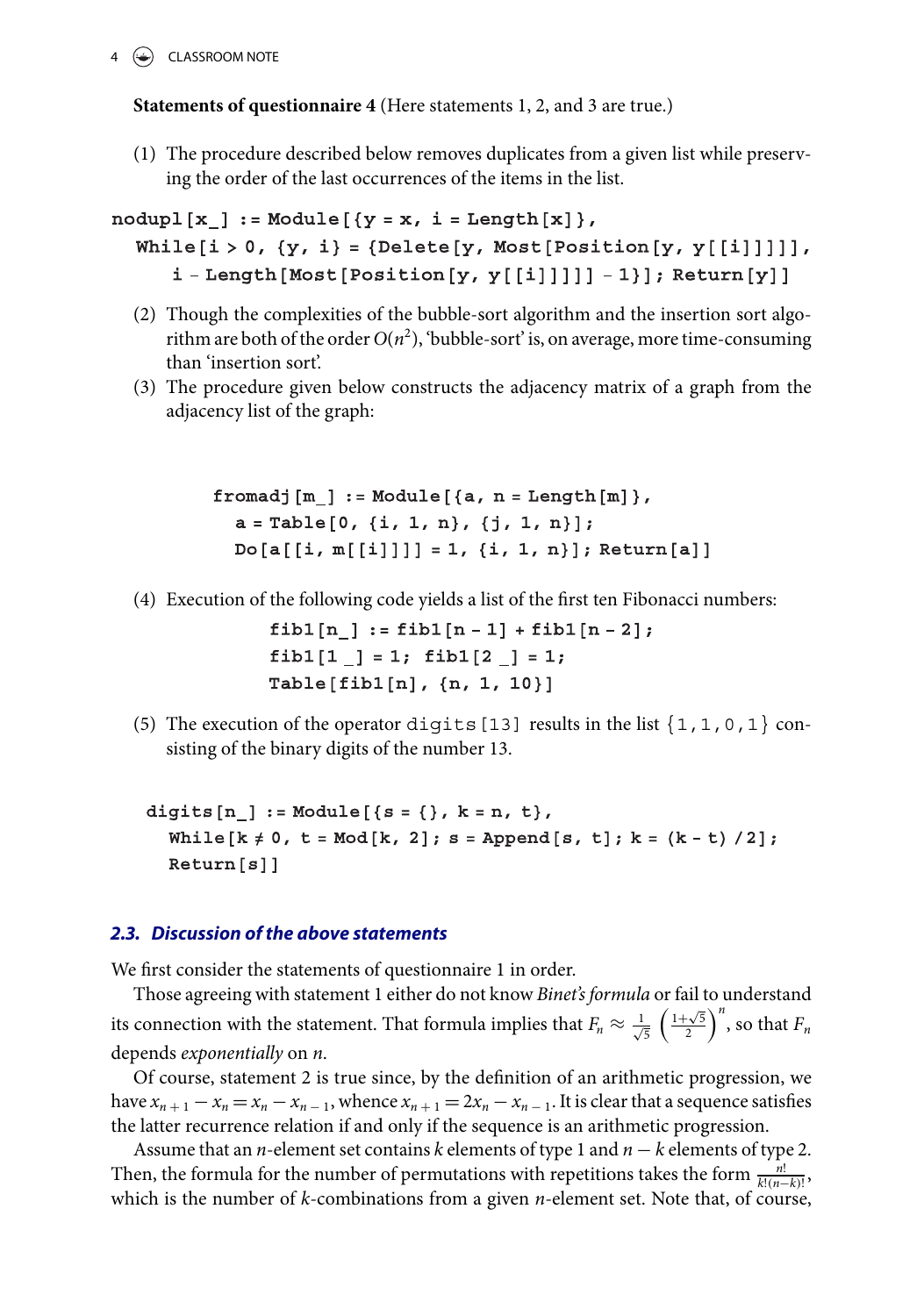**Statements of questionnaire 4** (Here statements 1, 2, and 3 are true.)

(1) The procedure described below removes duplicates from a given list while preserving the order of the last occurrences of the items in the list.

```
nodupl[x_] := Module[{y = x, i = Length[x]},
  While[i > 0, {y, i} = {Delete[y, Most[Position[y, y[[i]]]]],
    i - Length[Most[Position[y, y[[i]]]]] - 1}]; Return[y]]
```

(2) Though the complexities of the bubble-sort algorithm and the insertion sort algorithm are both of the order $O(n^2)$, 'bubble-sort' is, on average, more time-consuming than 'insertion sort'.

(3) The procedure given below constructs the adjacency matrix of a graph from the adjacency list of the graph:

```
fromadj[m_] := Module[{a, n = Length[m]},
  a = Table[0, {i, 1, n}, {j, 1, n}];
  Do[a[[i, m[[i]]]] = 1, {i, 1, n}]; Return[a]]
```

(4) Execution of the following code yields a list of the first ten Fibonacci numbers:

```
fib1[n_] := fib1[n - 1] + fib1[n - 2];
fib1[1 _] = 1; fib1[2 _] = 1;
Table[fib1[n], {n, 1, 10}]
```

(5) The execution of the operator `digits[13]` results in the list `{1,1,0,1}` consisting of the binary digits of the number 13.

```
digits[n_] := Module[{s = {}, k = n, t},
  While[k ≠ 0, t = Mod[k, 2]; s = Append[s, t]; k = (k - t) /2];
  Return[s]]
```

### 2.3. Discussion of the above statements

We first consider the statements of questionnaire 1 in order.

Those agreeing with statement 1 either do not know *Binet's formula* or fail to understand its connection with the statement. That formula implies that $F_n \approx \frac{1}{\sqrt{5}}\left(\frac{1+\sqrt{5}}{2}\right)^n$, so that $F_n$ depends *exponentially* on $n$.

Of course, statement 2 is true since, by the definition of an arithmetic progression, we have $x_{n+1} - x_n = x_n - x_{n-1}$, whence $x_{n+1} = 2x_n - x_{n-1}$. It is clear that a sequence satisfies the latter recurrence relation if and only if the sequence is an arithmetic progression.

Assume that an $n$-element set contains $k$ elements of type 1 and $n-k$ elements of type 2. Then, the formula for the number of permutations with repetitions takes the form $\frac{n!}{k!(n-k)!}$, which is the number of $k$-combinations from a given $n$-element set. Note that, of course,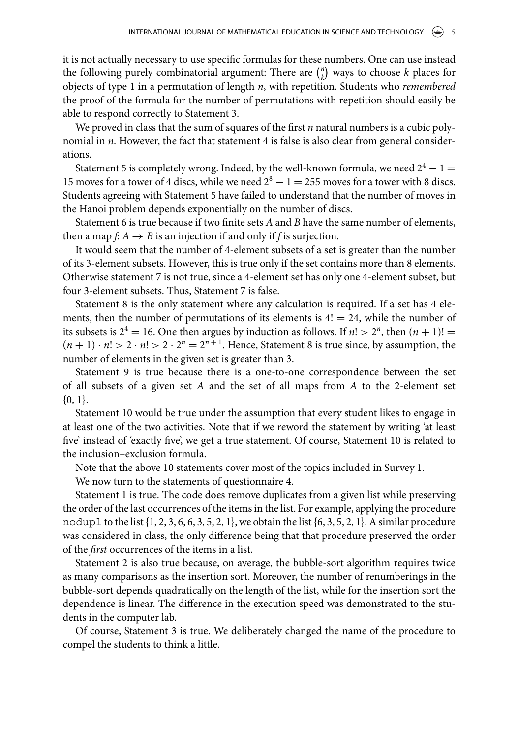it is not actually necessary to use specific formulas for these numbers. One can use instead the following purely combinatorial argument: There are $\binom{n}{k}$ ways to choose $k$ places for objects of type 1 in a permutation of length $n$, with repetition. Students who *remembered* the proof of the formula for the number of permutations with repetition should easily be able to respond correctly to Statement 3.

We proved in class that the sum of squares of the first $n$ natural numbers is a cubic polynomial in $n$. However, the fact that statement 4 is false is also clear from general considerations.

Statement 5 is completely wrong. Indeed, by the well-known formula, we need $2^4 - 1 = 15$ moves for a tower of 4 discs, while we need $2^8 - 1 = 255$ moves for a tower with 8 discs. Students agreeing with Statement 5 have failed to understand that the number of moves in the Hanoi problem depends exponentially on the number of discs.

Statement 6 is true because if two finite sets $A$ and $B$ have the same number of elements, then a map $f$: $A \rightarrow B$ is an injection if and only if $f$ is surjection.

It would seem that the number of 4-element subsets of a set is greater than the number of its 3-element subsets. However, this is true only if the set contains more than 8 elements. Otherwise statement 7 is not true, since a 4-element set has only one 4-element subset, but four 3-element subsets. Thus, Statement 7 is false.

Statement 8 is the only statement where any calculation is required. If a set has 4 elements, then the number of permutations of its elements is $4! = 24$, while the number of its subsets is $2^4 = 16$. One then argues by induction as follows. If $n! > 2^n$, then $(n+1)! = (n+1) \cdot n! > 2 \cdot n! > 2 \cdot 2^n = 2^{n+1}$. Hence, Statement 8 is true since, by assumption, the number of elements in the given set is greater than 3.

Statement 9 is true because there is a one-to-one correspondence between the set of all subsets of a given set $A$ and the set of all maps from $A$ to the 2-element set $\{0, 1\}$.

Statement 10 would be true under the assumption that every student likes to engage in at least one of the two activities. Note that if we reword the statement by writing 'at least five' instead of 'exactly five', we get a true statement. Of course, Statement 10 is related to the inclusion–exclusion formula.

Note that the above 10 statements cover most of the topics included in Survey 1.

We now turn to the statements of questionnaire 4.

Statement 1 is true. The code does remove duplicates from a given list while preserving the order of the last occurrences of the items in the list. For example, applying the procedure `nodupl` to the list $\{1, 2, 3, 6, 6, 3, 5, 2, 1\}$, we obtain the list $\{6, 3, 5, 2, 1\}$. A similar procedure was considered in class, the only difference being that that procedure preserved the order of the *first* occurrences of the items in a list.

Statement 2 is also true because, on average, the bubble-sort algorithm requires twice as many comparisons as the insertion sort. Moreover, the number of renumberings in the bubble-sort depends quadratically on the length of the list, while for the insertion sort the dependence is linear. The difference in the execution speed was demonstrated to the students in the computer lab.

Of course, Statement 3 is true. We deliberately changed the name of the procedure to compel the students to think a little.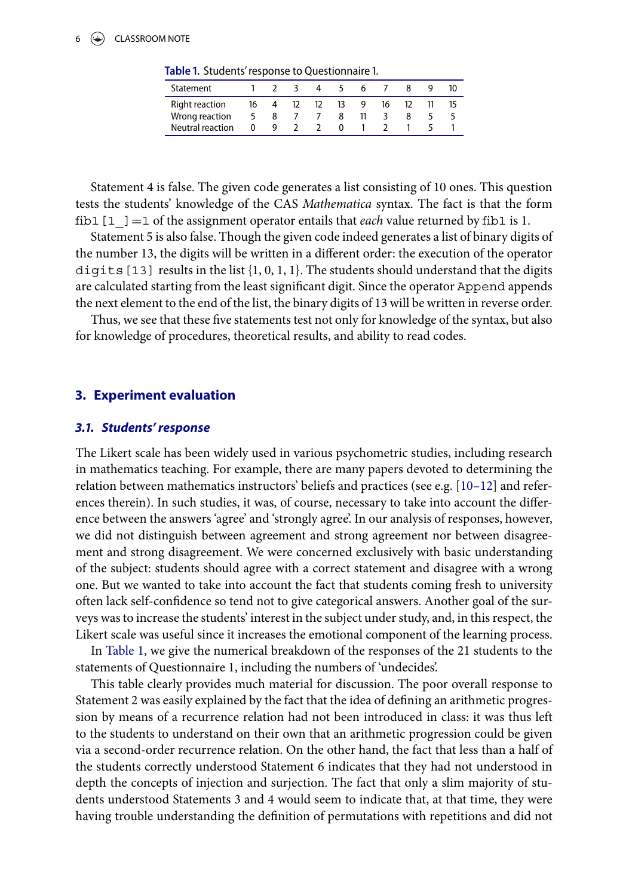**Table 1.** Students' response to Questionnaire 1.

| Statement | 1 | 2 | 3 | 4 | 5 | 6 | 7 | 8 | 9 | 10 |
|---|---|---|---|---|---|---|---|---|---|---|
| Right reaction | 16 | 4 | 12 | 12 | 13 | 9 | 16 | 12 | 11 | 15 |
| Wrong reaction | 5 | 8 | 7 | 7 | 8 | 11 | 3 | 8 | 5 | 5 |
| Neutral reaction | 0 | 9 | 2 | 2 | 0 | 1 | 2 | 1 | 5 | 1 |

Statement 4 is false. The given code generates a list consisting of 10 ones. This question tests the students' knowledge of the CAS *Mathematica* syntax. The fact is that the form `fib1[1_]=1` of the assignment operator entails that *each* value returned by `fib1` is 1.

Statement 5 is also false. Though the given code indeed generates a list of binary digits of the number 13, the digits will be written in a different order: the execution of the operator `digits[13]` results in the list {1, 0, 1, 1}. The students should understand that the digits are calculated starting from the least significant digit. Since the operator `Append` appends the next element to the end of the list, the binary digits of 13 will be written in reverse order.

Thus, we see that these five statements test not only for knowledge of the syntax, but also for knowledge of procedures, theoretical results, and ability to read codes.

## 3. Experiment evaluation

### 3.1. Students' response

The Likert scale has been widely used in various psychometric studies, including research in mathematics teaching. For example, there are many papers devoted to determining the relation between mathematics instructors' beliefs and practices (see e.g. [10–12] and references therein). In such studies, it was, of course, necessary to take into account the difference between the answers 'agree' and 'strongly agree'. In our analysis of responses, however, we did not distinguish between agreement and strong agreement nor between disagreement and strong disagreement. We were concerned exclusively with basic understanding of the subject: students should agree with a correct statement and disagree with a wrong one. But we wanted to take into account the fact that students coming fresh to university often lack self-confidence so tend not to give categorical answers. Another goal of the surveys was to increase the students' interest in the subject under study, and, in this respect, the Likert scale was useful since it increases the emotional component of the learning process.

In Table 1, we give the numerical breakdown of the responses of the 21 students to the statements of Questionnaire 1, including the numbers of 'undecides'.

This table clearly provides much material for discussion. The poor overall response to Statement 2 was easily explained by the fact that the idea of defining an arithmetic progression by means of a recurrence relation had not been introduced in class: it was thus left to the students to understand on their own that an arithmetic progression could be given via a second-order recurrence relation. On the other hand, the fact that less than a half of the students correctly understood Statement 6 indicates that they had not understood in depth the concepts of injection and surjection. The fact that only a slim majority of students understood Statements 3 and 4 would seem to indicate that, at that time, they were having trouble understanding the definition of permutations with repetitions and did not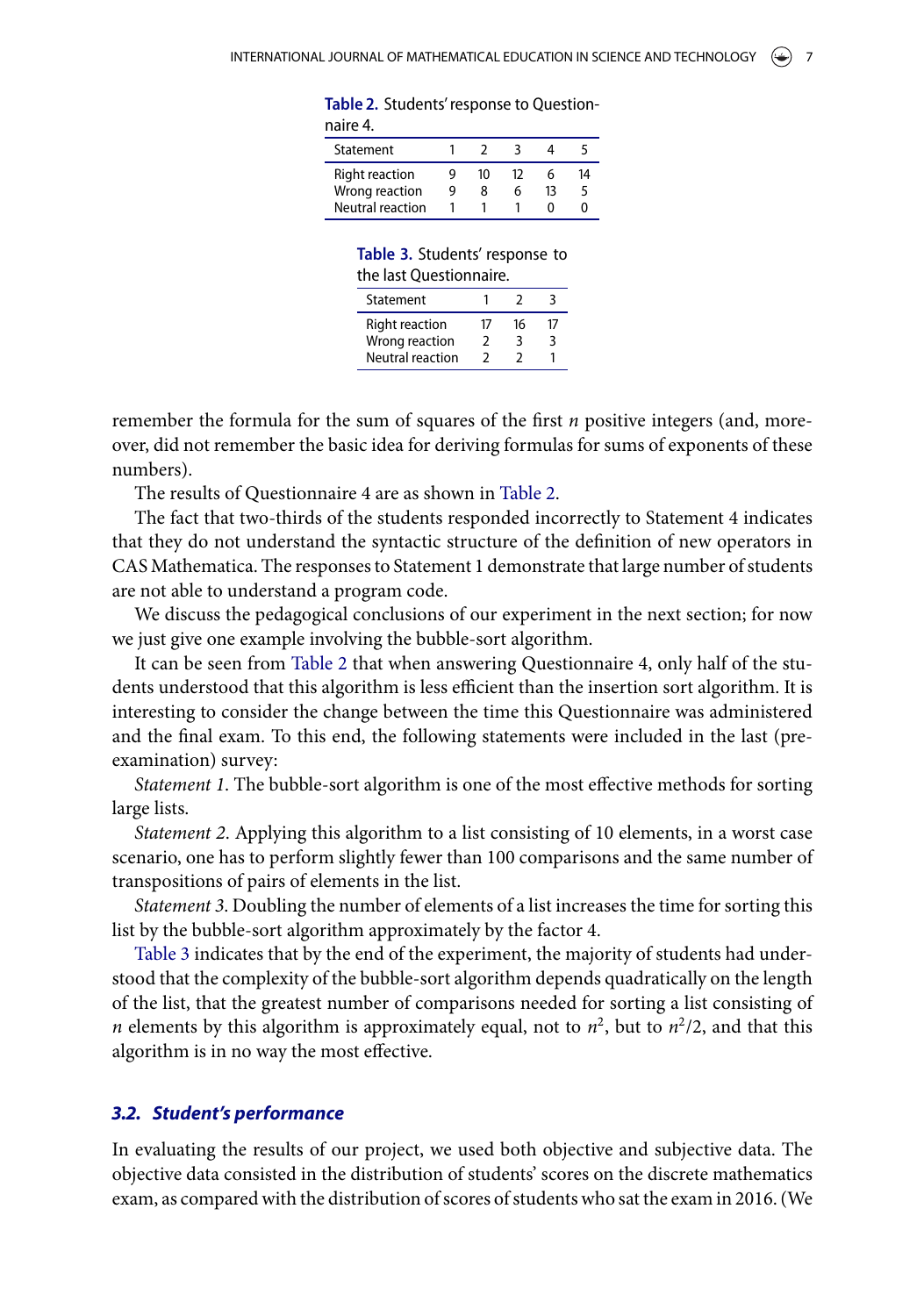**Table 2.** Students' response to Questionnaire 4.

| Statement | 1 | 2 | 3 | 4 | 5 |
|---|---|---|---|---|---|
| Right reaction | 9 | 10 | 12 | 6 | 14 |
| Wrong reaction | 9 | 8 | 6 | 13 | 5 |
| Neutral reaction | 1 | 1 | 1 | 0 | 0 |

**Table 3.** Students' response to the last Questionnaire.

| Statement | 1 | 2 | 3 |
|---|---|---|---|
| Right reaction | 17 | 16 | 17 |
| Wrong reaction | 2 | 3 | 3 |
| Neutral reaction | 2 | 2 | 1 |

remember the formula for the sum of squares of the first $n$ positive integers (and, moreover, did not remember the basic idea for deriving formulas for sums of exponents of these numbers).

The results of Questionnaire 4 are as shown in Table 2.

The fact that two-thirds of the students responded incorrectly to Statement 4 indicates that they do not understand the syntactic structure of the definition of new operators in CAS Mathematica. The responses to Statement 1 demonstrate that large number of students are not able to understand a program code.

We discuss the pedagogical conclusions of our experiment in the next section; for now we just give one example involving the bubble-sort algorithm.

It can be seen from Table 2 that when answering Questionnaire 4, only half of the students understood that this algorithm is less efficient than the insertion sort algorithm. It is interesting to consider the change between the time this Questionnaire was administered and the final exam. To this end, the following statements were included in the last (pre-examination) survey:

*Statement 1*. The bubble-sort algorithm is one of the most effective methods for sorting large lists.

*Statement 2*. Applying this algorithm to a list consisting of 10 elements, in a worst case scenario, one has to perform slightly fewer than 100 comparisons and the same number of transpositions of pairs of elements in the list.

*Statement 3*. Doubling the number of elements of a list increases the time for sorting this list by the bubble-sort algorithm approximately by the factor 4.

Table 3 indicates that by the end of the experiment, the majority of students had understood that the complexity of the bubble-sort algorithm depends quadratically on the length of the list, that the greatest number of comparisons needed for sorting a list consisting of $n$ elements by this algorithm is approximately equal, not to $n^2$, but to $n^2/2$, and that this algorithm is in no way the most effective.

### *3.2. Student's performance*

In evaluating the results of our project, we used both objective and subjective data. The objective data consisted in the distribution of students' scores on the discrete mathematics exam, as compared with the distribution of scores of students who sat the exam in 2016. (We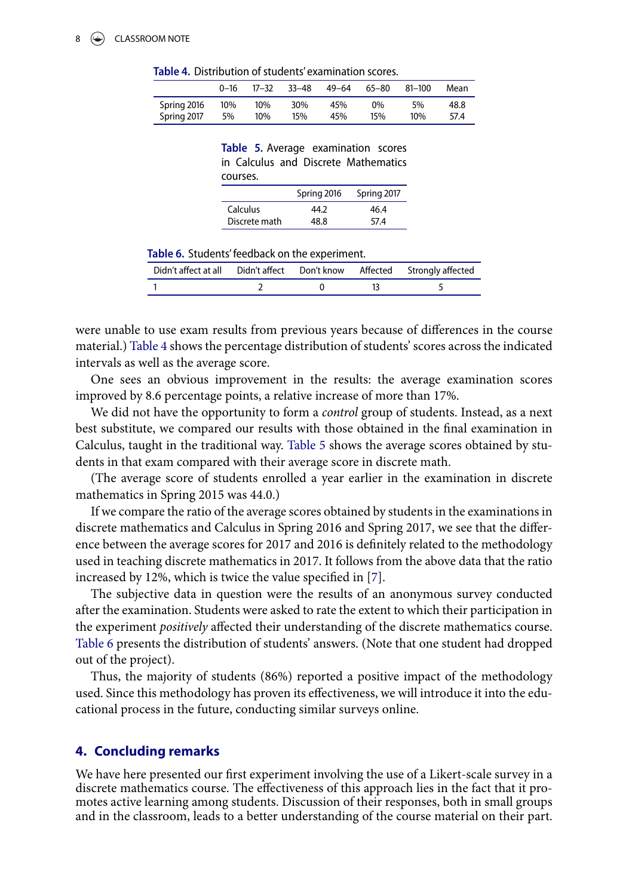**Table 4.** Distribution of students' examination scores.

| | 0–16 | 17–32 | 33–48 | 49–64 | 65–80 | 81–100 | Mean |
|---|---|---|---|---|---|---|---|
| Spring 2016 | 10% | 10% | 30% | 45% | 0% | 5% | 48.8 |
| Spring 2017 | 5% | 10% | 15% | 45% | 15% | 10% | 57.4 |

**Table 5.** Average examination scores in Calculus and Discrete Mathematics courses.

| | Spring 2016 | Spring 2017 |
|---|---|---|
| Calculus | 44.2 | 46.4 |
| Discrete math | 48.8 | 57.4 |

**Table 6.** Students' feedback on the experiment.

| Didn't affect at all | Didn't affect | Don't know | Affected | Strongly affected |
|---|---|---|---|---|
| 1 | 2 | 0 | 13 | 5 |

were unable to use exam results from previous years because of differences in the course material.) Table 4 shows the percentage distribution of students' scores across the indicated intervals as well as the average score.

One sees an obvious improvement in the results: the average examination scores improved by 8.6 percentage points, a relative increase of more than 17%.

We did not have the opportunity to form a *control* group of students. Instead, as a next best substitute, we compared our results with those obtained in the final examination in Calculus, taught in the traditional way. Table 5 shows the average scores obtained by students in that exam compared with their average score in discrete math.

(The average score of students enrolled a year earlier in the examination in discrete mathematics in Spring 2015 was 44.0.)

If we compare the ratio of the average scores obtained by students in the examinations in discrete mathematics and Calculus in Spring 2016 and Spring 2017, we see that the difference between the average scores for 2017 and 2016 is definitely related to the methodology used in teaching discrete mathematics in 2017. It follows from the above data that the ratio increased by 12%, which is twice the value specified in [7].

The subjective data in question were the results of an anonymous survey conducted after the examination. Students were asked to rate the extent to which their participation in the experiment *positively* affected their understanding of the discrete mathematics course. Table 6 presents the distribution of students' answers. (Note that one student had dropped out of the project).

Thus, the majority of students (86%) reported a positive impact of the methodology used. Since this methodology has proven its effectiveness, we will introduce it into the educational process in the future, conducting similar surveys online.

## 4. Concluding remarks

We have here presented our first experiment involving the use of a Likert-scale survey in a discrete mathematics course. The effectiveness of this approach lies in the fact that it promotes active learning among students. Discussion of their responses, both in small groups and in the classroom, leads to a better understanding of the course material on their part.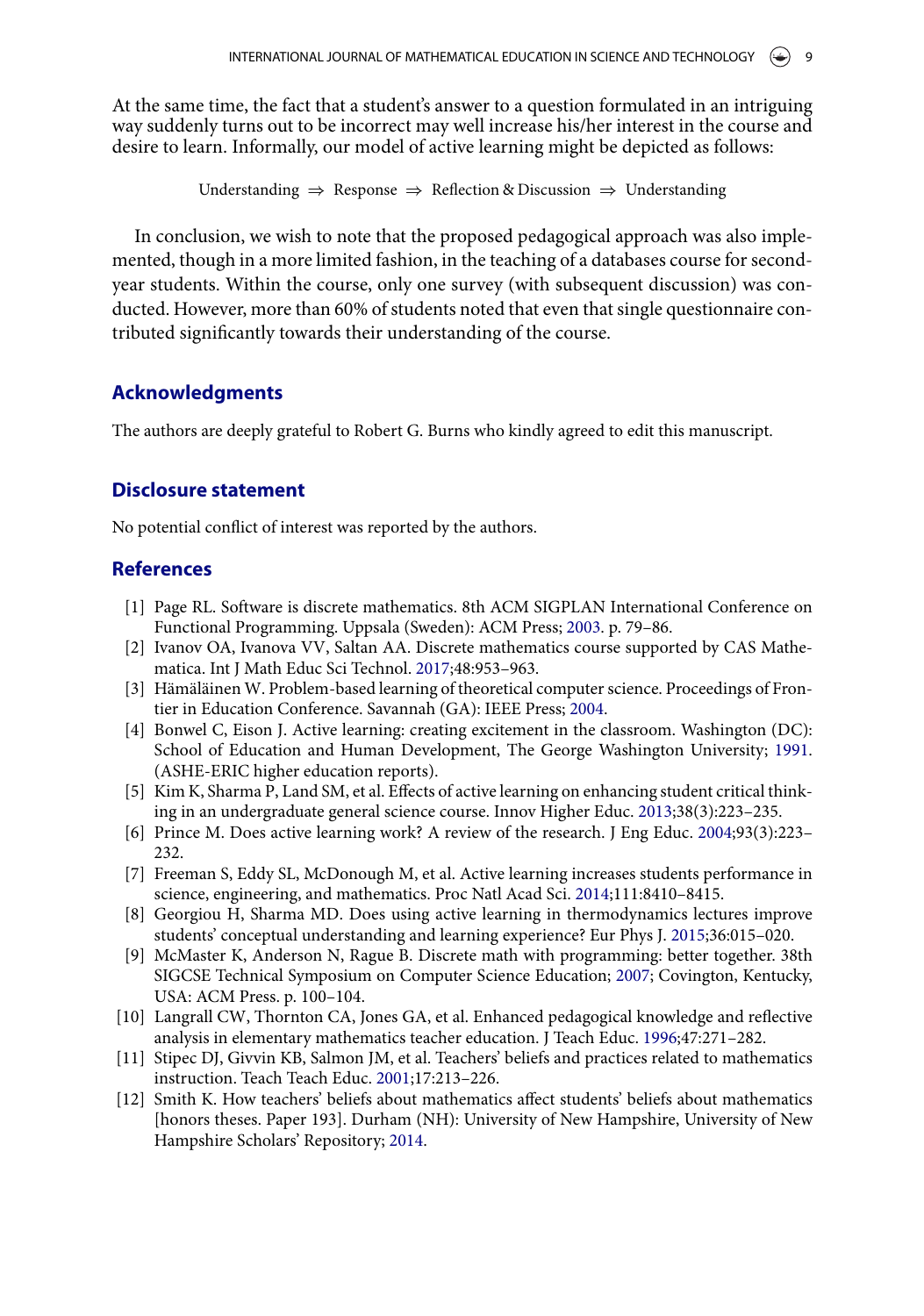At the same time, the fact that a student's answer to a question formulated in an intriguing way suddenly turns out to be incorrect may well increase his/her interest in the course and desire to learn. Informally, our model of active learning might be depicted as follows:

$$\text{Understanding} \Rightarrow \text{Response} \Rightarrow \text{Reflection \& Discussion} \Rightarrow \text{Understanding}$$

In conclusion, we wish to note that the proposed pedagogical approach was also implemented, though in a more limited fashion, in the teaching of a databases course for second-year students. Within the course, only one survey (with subsequent discussion) was conducted. However, more than 60% of students noted that even that single questionnaire contributed significantly towards their understanding of the course.

## Acknowledgments

The authors are deeply grateful to Robert G. Burns who kindly agreed to edit this manuscript.

## Disclosure statement

No potential conflict of interest was reported by the authors.

## References

[1] Page RL. Software is discrete mathematics. 8th ACM SIGPLAN International Conference on Functional Programming. Uppsala (Sweden): ACM Press; 2003. p. 79–86.

[2] Ivanov OA, Ivanova VV, Saltan AA. Discrete mathematics course supported by CAS Mathematica. Int J Math Educ Sci Technol. 2017;48:953–963.

[3] Hämäläinen W. Problem-based learning of theoretical computer science. Proceedings of Frontier in Education Conference. Savannah (GA): IEEE Press; 2004.

[4] Bonwel C, Eison J. Active learning: creating excitement in the classroom. Washington (DC): School of Education and Human Development, The George Washington University; 1991. (ASHE-ERIC higher education reports).

[5] Kim K, Sharma P, Land SM, et al. Effects of active learning on enhancing student critical thinking in an undergraduate general science course. Innov Higher Educ. 2013;38(3):223–235.

[6] Prince M. Does active learning work? A review of the research. J Eng Educ. 2004;93(3):223–232.

[7] Freeman S, Eddy SL, McDonough M, et al. Active learning increases students performance in science, engineering, and mathematics. Proc Natl Acad Sci. 2014;111:8410–8415.

[8] Georgiou H, Sharma MD. Does using active learning in thermodynamics lectures improve students' conceptual understanding and learning experience? Eur Phys J. 2015;36:015–020.

[9] McMaster K, Anderson N, Rague B. Discrete math with programming: better together. 38th SIGCSE Technical Symposium on Computer Science Education; 2007; Covington, Kentucky, USA: ACM Press. p. 100–104.

[10] Langrall CW, Thornton CA, Jones GA, et al. Enhanced pedagogical knowledge and reflective analysis in elementary mathematics teacher education. J Teach Educ. 1996;47:271–282.

[11] Stipec DJ, Givvin KB, Salmon JM, et al. Teachers' beliefs and practices related to mathematics instruction. Teach Teach Educ. 2001;17:213–226.

[12] Smith K. How teachers' beliefs about mathematics affect students' beliefs about mathematics [honors theses. Paper 193]. Durham (NH): University of New Hampshire, University of New Hampshire Scholars' Repository; 2014.